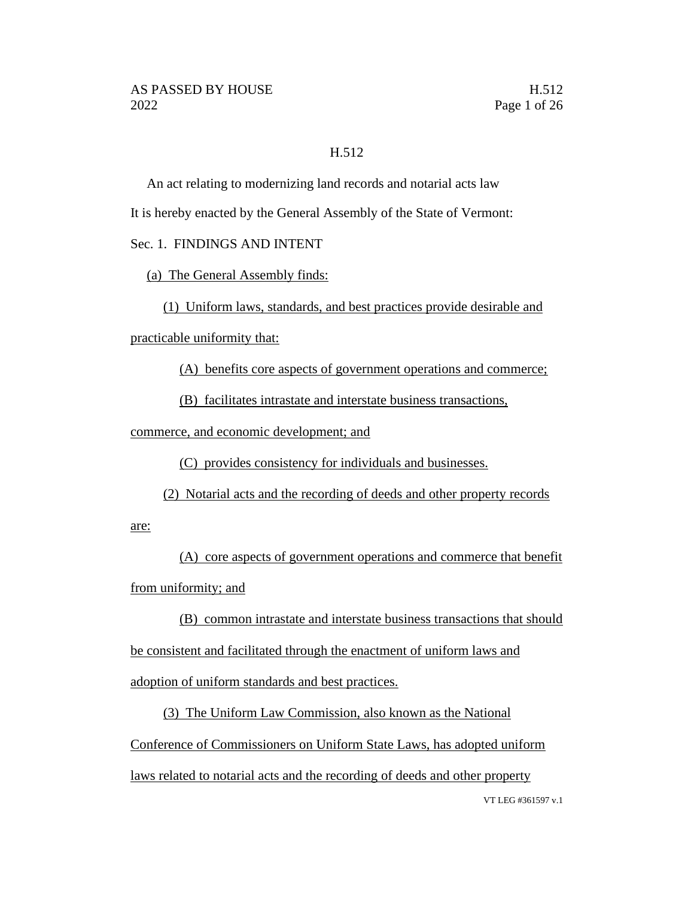H.512

An act relating to modernizing land records and notarial acts law

It is hereby enacted by the General Assembly of the State of Vermont:

Sec. 1. FINDINGS AND INTENT

(a) The General Assembly finds:

(1) Uniform laws, standards, and best practices provide desirable and practicable uniformity that:

(A) benefits core aspects of government operations and commerce;

(B) facilitates intrastate and interstate business transactions, commerce, and economic development; and

(C) provides consistency for individuals and businesses.

(2) Notarial acts and the recording of deeds and other property records are:

(A) core aspects of government operations and commerce that benefit from uniformity; and

(B) common intrastate and interstate business transactions that should be consistent and facilitated through the enactment of uniform laws and adoption of uniform standards and best practices.

(3) The Uniform Law Commission, also known as the National Conference of Commissioners on Uniform State Laws, has adopted uniform laws related to notarial acts and the recording of deeds and other property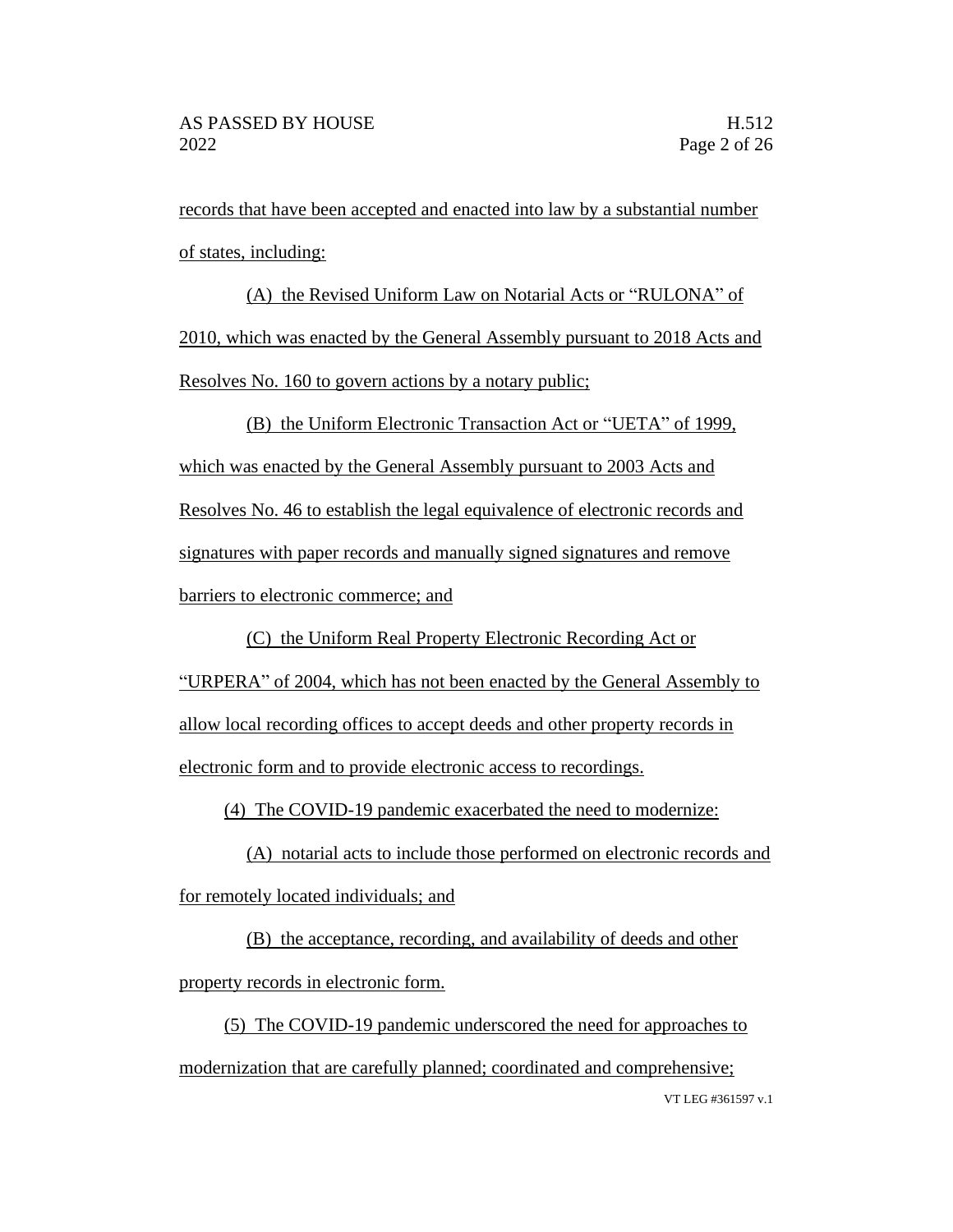records that have been accepted and enacted into law by a substantial number of states, including:

(A) the Revised Uniform Law on Notarial Acts or "RULONA" of 2010, which was enacted by the General Assembly pursuant to 2018 Acts and Resolves No. 160 to govern actions by a notary public;

(B) the Uniform Electronic Transaction Act or "UETA" of 1999, which was enacted by the General Assembly pursuant to 2003 Acts and Resolves No. 46 to establish the legal equivalence of electronic records and signatures with paper records and manually signed signatures and remove barriers to electronic commerce; and

(C) the Uniform Real Property Electronic Recording Act or "URPERA" of 2004, which has not been enacted by the General Assembly to allow local recording offices to accept deeds and other property records in electronic form and to provide electronic access to recordings.

(4) The COVID-19 pandemic exacerbated the need to modernize:

(A) notarial acts to include those performed on electronic records and for remotely located individuals; and

(B) the acceptance, recording, and availability of deeds and other property records in electronic form.

(5) The COVID-19 pandemic underscored the need for approaches to modernization that are carefully planned; coordinated and comprehensive;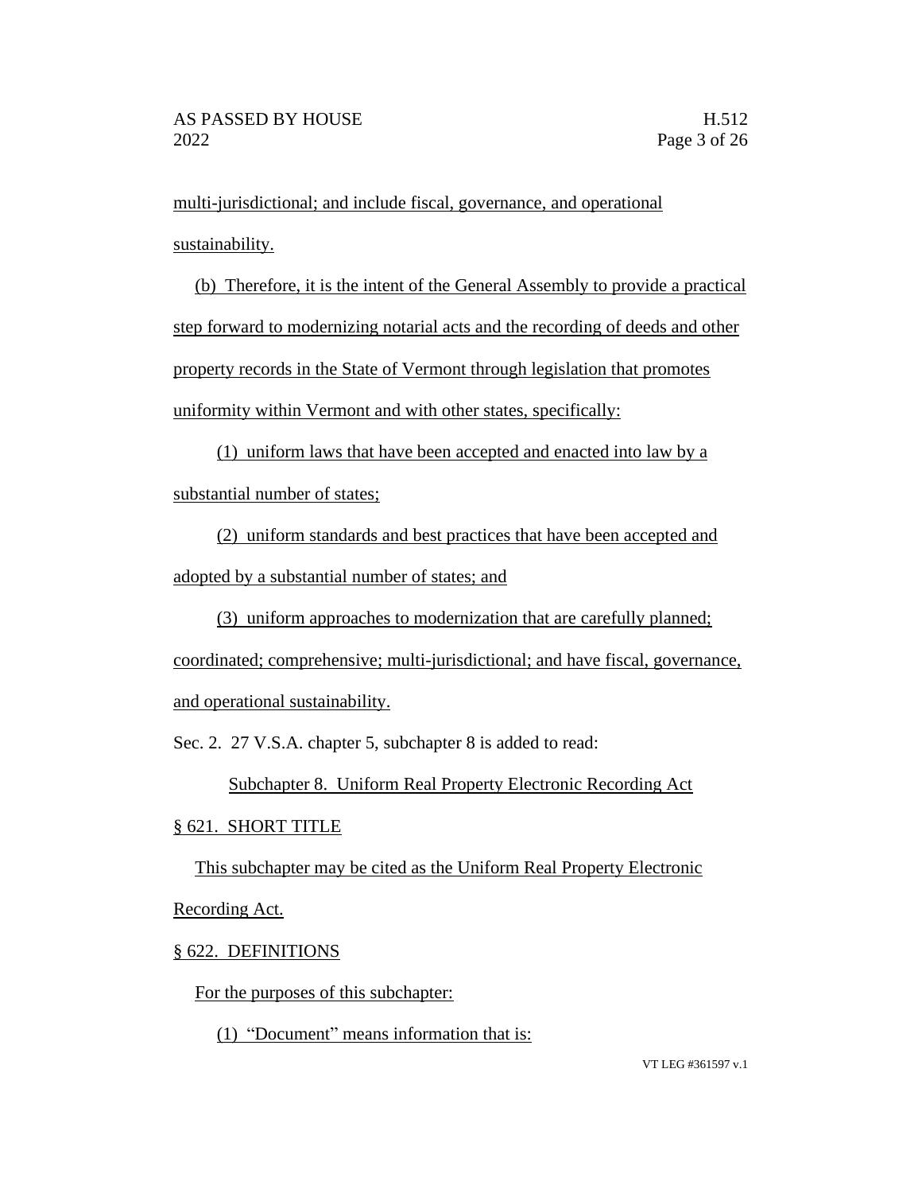multi-jurisdictional; and include fiscal, governance, and operational sustainability.

(b) Therefore, it is the intent of the General Assembly to provide a practical step forward to modernizing notarial acts and the recording of deeds and other property records in the State of Vermont through legislation that promotes uniformity within Vermont and with other states, specifically:

(1) uniform laws that have been accepted and enacted into law by a substantial number of states;

(2) uniform standards and best practices that have been accepted and adopted by a substantial number of states; and

(3) uniform approaches to modernization that are carefully planned; coordinated; comprehensive; multi-jurisdictional; and have fiscal, governance, and operational sustainability.

Sec. 2. 27 V.S.A. chapter 5, subchapter 8 is added to read:

Subchapter 8. Uniform Real Property Electronic Recording Act

§ 621. SHORT TITLE

This subchapter may be cited as the Uniform Real Property Electronic Recording Act.

§ 622. DEFINITIONS

For the purposes of this subchapter:

(1) "Document" means information that is: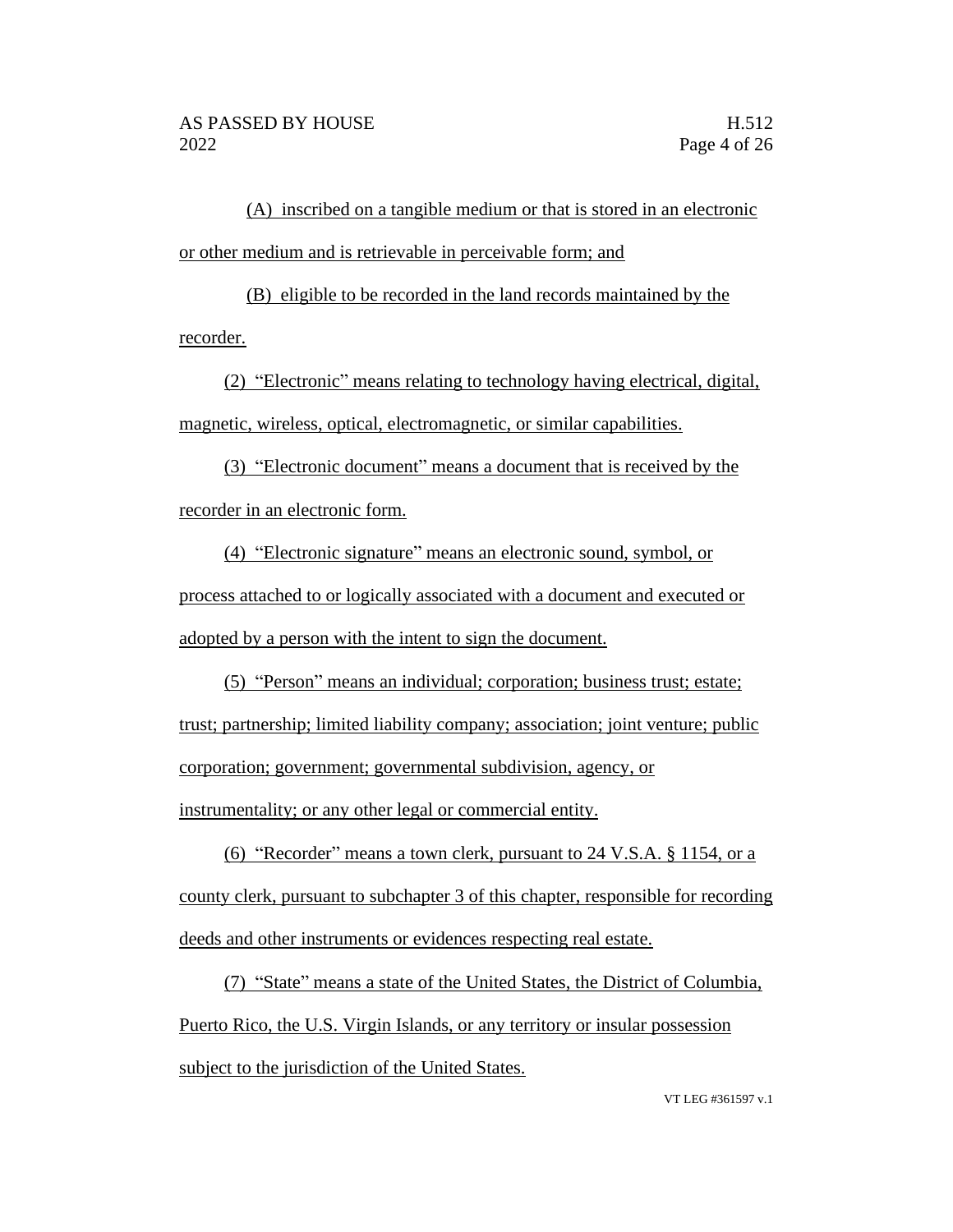(A) inscribed on a tangible medium or that is stored in an electronic or other medium and is retrievable in perceivable form; and

(B) eligible to be recorded in the land records maintained by the recorder.

(2) "Electronic" means relating to technology having electrical, digital, magnetic, wireless, optical, electromagnetic, or similar capabilities.

(3) "Electronic document" means a document that is received by the recorder in an electronic form.

(4) "Electronic signature" means an electronic sound, symbol, or process attached to or logically associated with a document and executed or adopted by a person with the intent to sign the document.

(5) "Person" means an individual; corporation; business trust; estate; trust; partnership; limited liability company; association; joint venture; public corporation; government; governmental subdivision, agency, or instrumentality; or any other legal or commercial entity.

(6) "Recorder" means a town clerk, pursuant to 24 V.S.A. § 1154, or a county clerk, pursuant to subchapter 3 of this chapter, responsible for recording deeds and other instruments or evidences respecting real estate.

(7) "State" means a state of the United States, the District of Columbia, Puerto Rico, the U.S. Virgin Islands, or any territory or insular possession subject to the jurisdiction of the United States.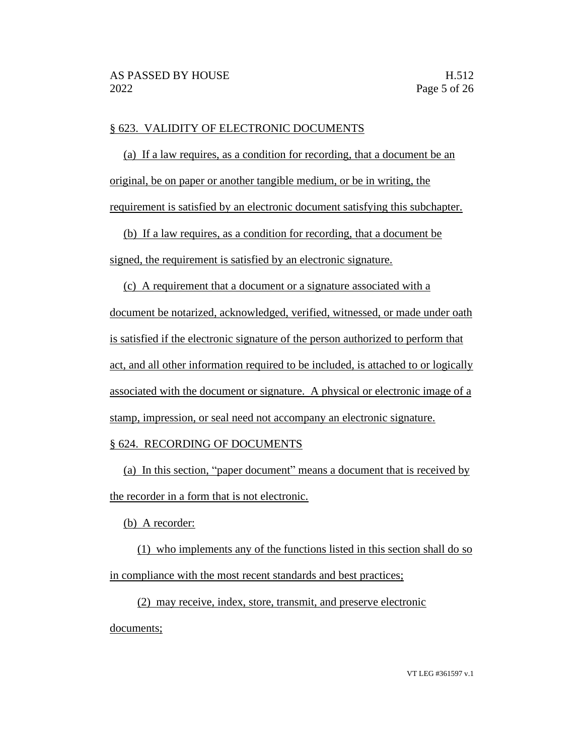## § 623. VALIDITY OF ELECTRONIC DOCUMENTS

(a) If a law requires, as a condition for recording, that a document be an original, be on paper or another tangible medium, or be in writing, the requirement is satisfied by an electronic document satisfying this subchapter.

(b) If a law requires, as a condition for recording, that a document be signed, the requirement is satisfied by an electronic signature.

(c) A requirement that a document or a signature associated with a document be notarized, acknowledged, verified, witnessed, or made under oath is satisfied if the electronic signature of the person authorized to perform that act, and all other information required to be included, is attached to or logically associated with the document or signature. A physical or electronic image of a stamp, impression, or seal need not accompany an electronic signature.

## § 624. RECORDING OF DOCUMENTS

(a) In this section, "paper document" means a document that is received by the recorder in a form that is not electronic.

(b) A recorder:

(1) who implements any of the functions listed in this section shall do so in compliance with the most recent standards and best practices;

(2) may receive, index, store, transmit, and preserve electronic documents;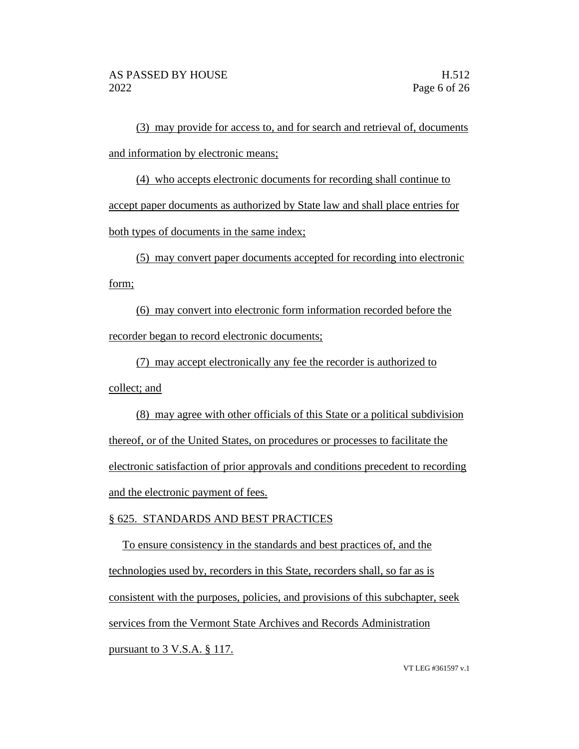(3) may provide for access to, and for search and retrieval of, documents and information by electronic means;

(4) who accepts electronic documents for recording shall continue to accept paper documents as authorized by State law and shall place entries for both types of documents in the same index;

(5) may convert paper documents accepted for recording into electronic form;

(6) may convert into electronic form information recorded before the recorder began to record electronic documents;

(7) may accept electronically any fee the recorder is authorized to collect; and

(8) may agree with other officials of this State or a political subdivision thereof, or of the United States, on procedures or processes to facilitate the electronic satisfaction of prior approvals and conditions precedent to recording and the electronic payment of fees.

§ 625. STANDARDS AND BEST PRACTICES

To ensure consistency in the standards and best practices of, and the technologies used by, recorders in this State, recorders shall, so far as is consistent with the purposes, policies, and provisions of this subchapter, seek services from the Vermont State Archives and Records Administration pursuant to 3 V.S.A. § 117.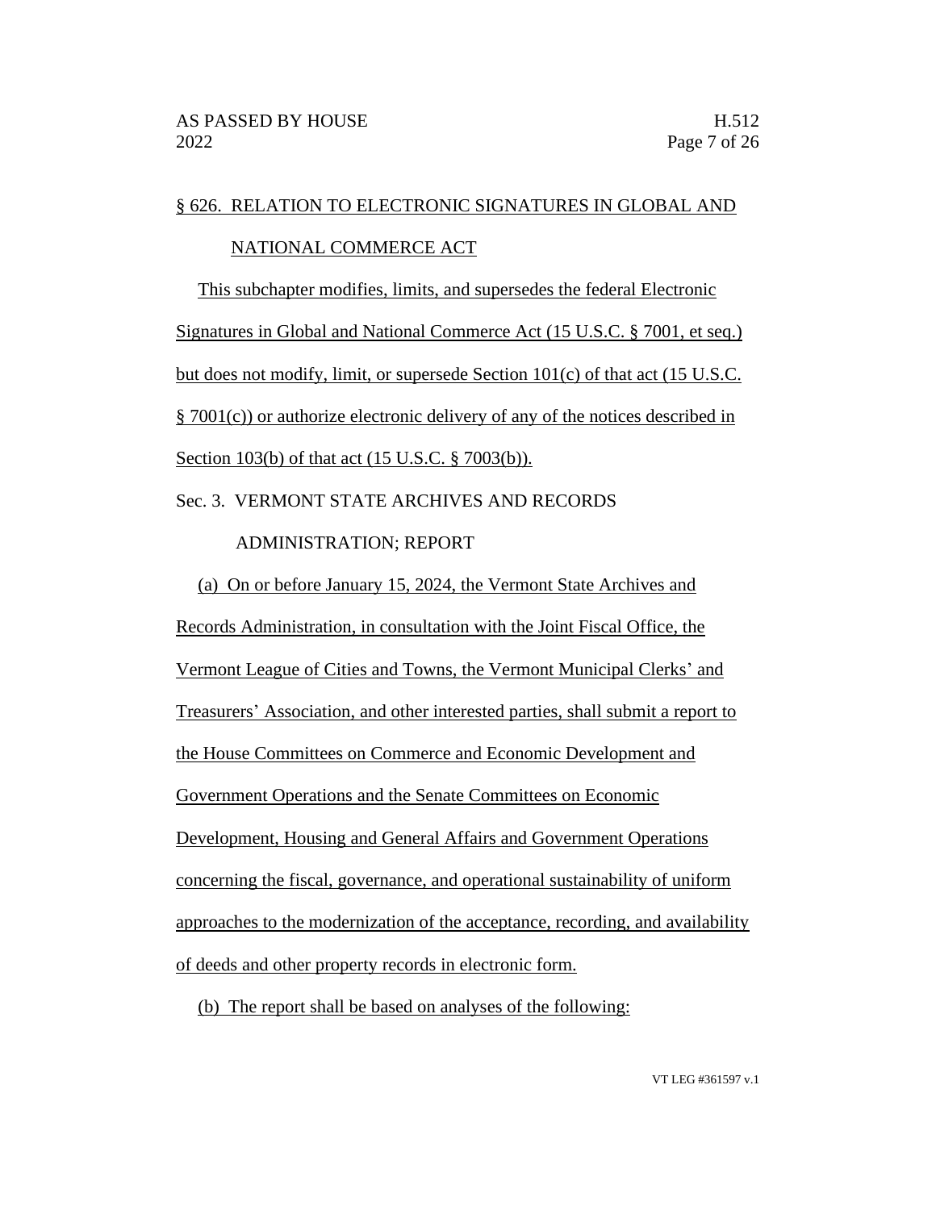§ 626. RELATION TO ELECTRONIC SIGNATURES IN GLOBAL AND NATIONAL COMMERCE ACT

This subchapter modifies, limits, and supersedes the federal Electronic Signatures in Global and National Commerce Act (15 U.S.C. § 7001, et seq.) but does not modify, limit, or supersede Section 101(c) of that act (15 U.S.C. § 7001(c)) or authorize electronic delivery of any of the notices described in Section 103(b) of that act (15 U.S.C. § 7003(b)).

Sec. 3. VERMONT STATE ARCHIVES AND RECORDS ADMINISTRATION; REPORT

(a) On or before January 15, 2024, the Vermont State Archives and Records Administration, in consultation with the Joint Fiscal Office, the Vermont League of Cities and Towns, the Vermont Municipal Clerks' and Treasurers' Association, and other interested parties, shall submit a report to the House Committees on Commerce and Economic Development and Government Operations and the Senate Committees on Economic Development, Housing and General Affairs and Government Operations concerning the fiscal, governance, and operational sustainability of uniform approaches to the modernization of the acceptance, recording, and availability of deeds and other property records in electronic form.

(b) The report shall be based on analyses of the following: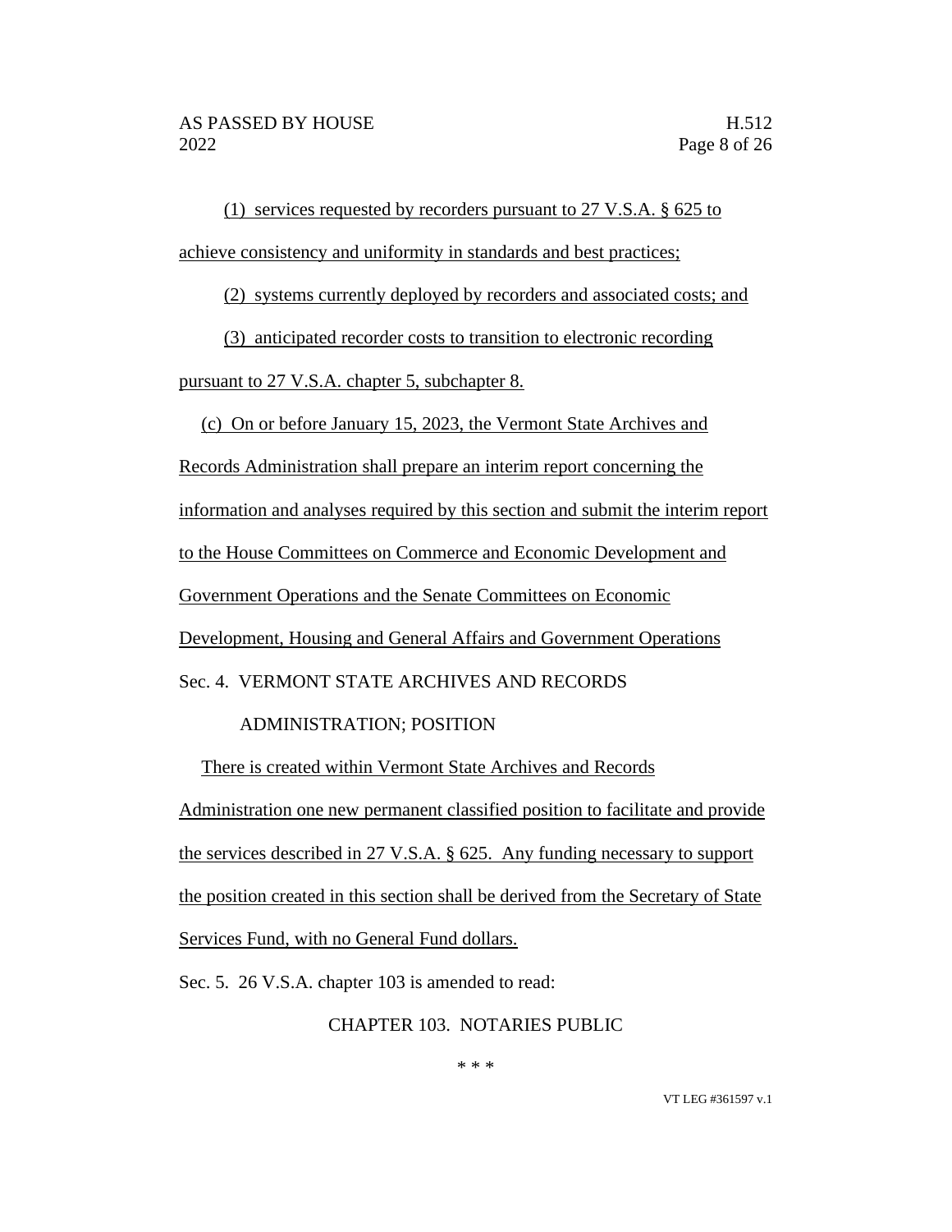(1) services requested by recorders pursuant to 27 V.S.A. § 625 to achieve consistency and uniformity in standards and best practices;

(2) systems currently deployed by recorders and associated costs; and

(3) anticipated recorder costs to transition to electronic recording pursuant to 27 V.S.A. chapter 5, subchapter 8.

(c) On or before January 15, 2023, the Vermont State Archives and Records Administration shall prepare an interim report concerning the information and analyses required by this section and submit the interim report to the House Committees on Commerce and Economic Development and Government Operations and the Senate Committees on Economic Development, Housing and General Affairs and Government Operations

Sec. 4. VERMONT STATE ARCHIVES AND RECORDS ADMINISTRATION; POSITION

There is created within Vermont State Archives and Records Administration one new permanent classified position to facilitate and provide the services described in 27 V.S.A. § 625. Any funding necessary to support the position created in this section shall be derived from the Secretary of State Services Fund, with no General Fund dollars.

Sec. 5. 26 V.S.A. chapter 103 is amended to read:

CHAPTER 103. NOTARIES PUBLIC

\* \* \*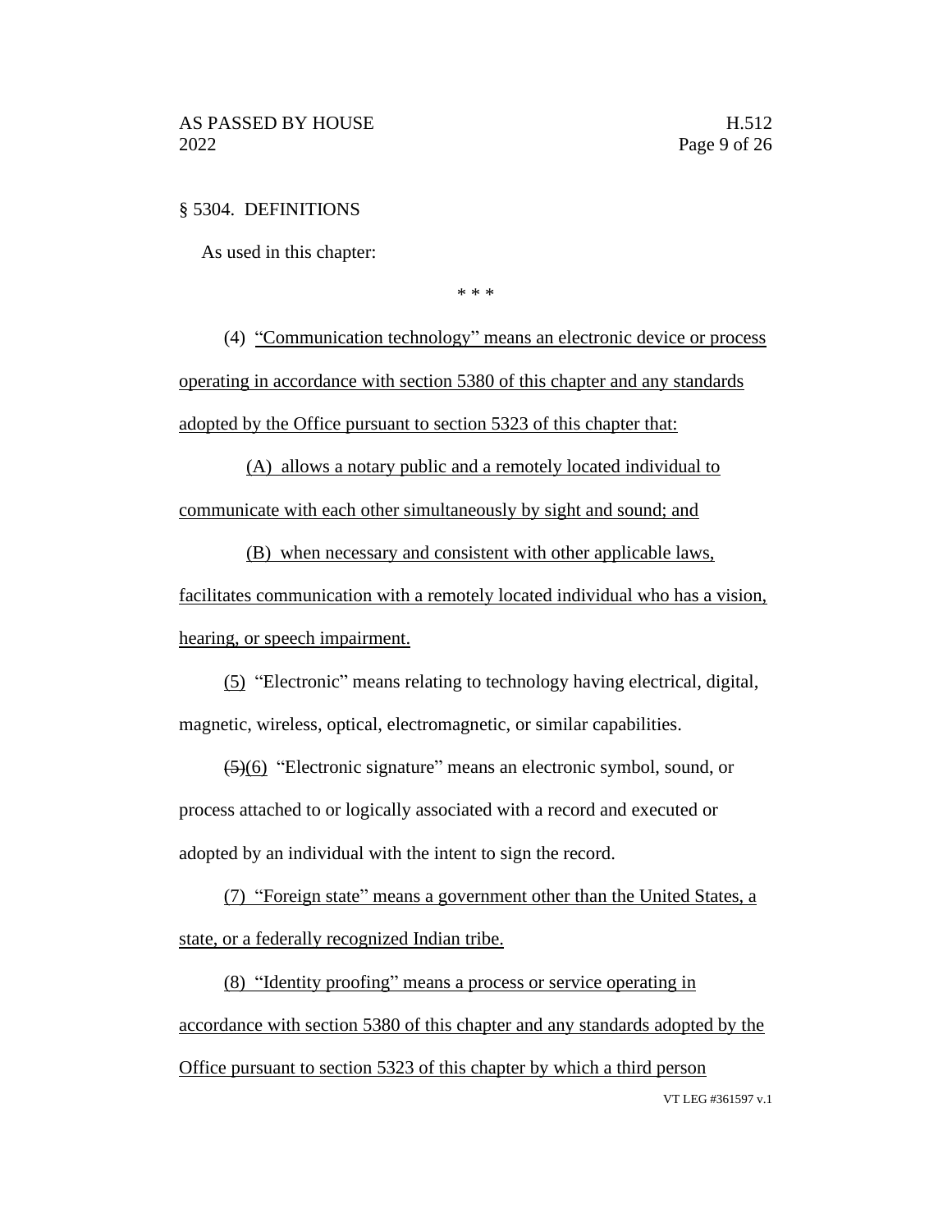§ 5304. DEFINITIONS

As used in this chapter:

\* \* \*

(4) "Communication technology" means an electronic device or process operating in accordance with section 5380 of this chapter and any standards adopted by the Office pursuant to section 5323 of this chapter that:

(A) allows a notary public and a remotely located individual to communicate with each other simultaneously by sight and sound; and

(B) when necessary and consistent with other applicable laws, facilitates communication with a remotely located individual who has a vision, hearing, or speech impairment.

(5) "Electronic" means relating to technology having electrical, digital, magnetic, wireless, optical, electromagnetic, or similar capabilities.

~~(5)~~(6) "Electronic signature" means an electronic symbol, sound, or process attached to or logically associated with a record and executed or adopted by an individual with the intent to sign the record.

(7) "Foreign state" means a government other than the United States, a state, or a federally recognized Indian tribe.

(8) "Identity proofing" means a process or service operating in accordance with section 5380 of this chapter and any standards adopted by the Office pursuant to section 5323 of this chapter by which a third person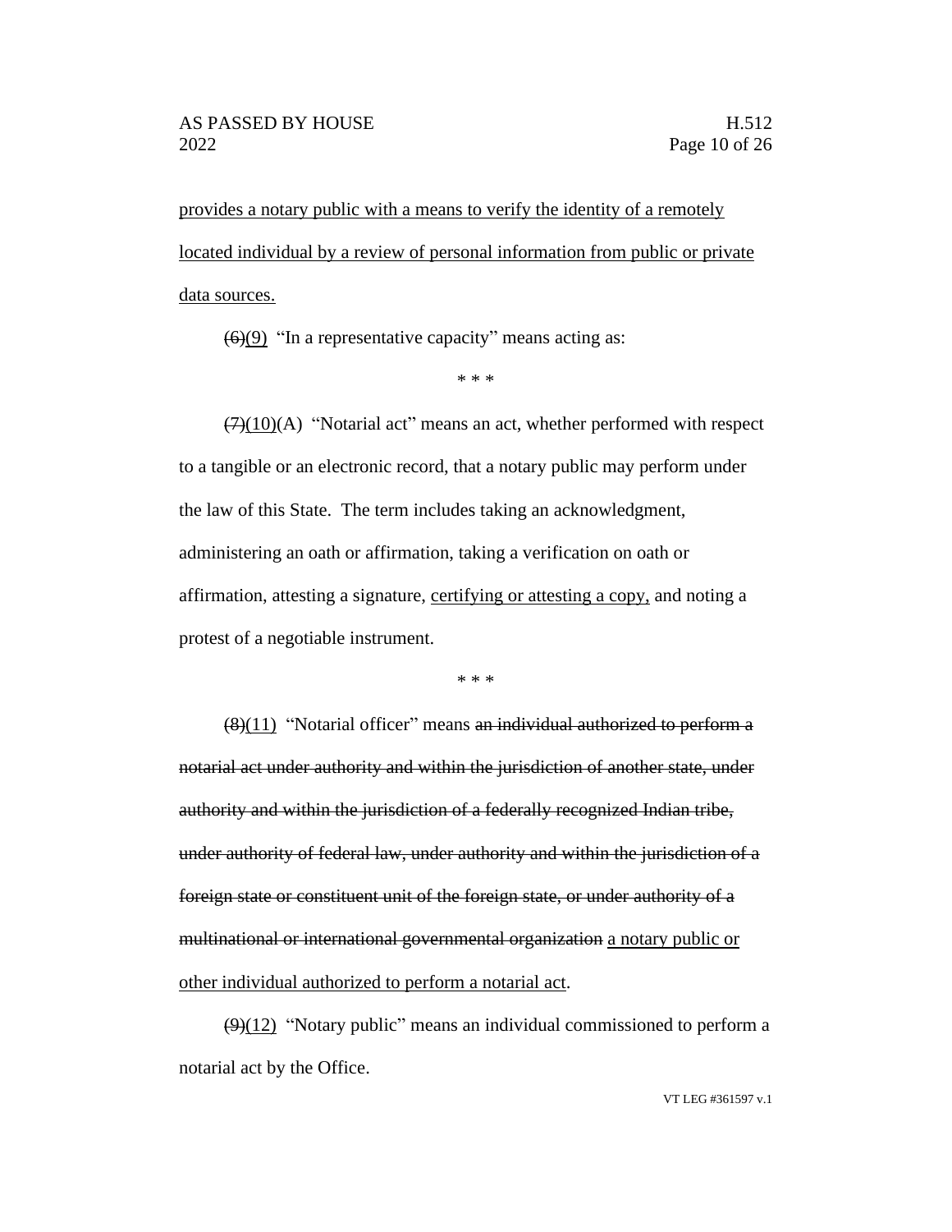provides a notary public with a means to verify the identity of a remotely located individual by a review of personal information from public or private data sources.

~~(6)~~(9) "In a representative capacity" means acting as:

\* \* \*

~~(7)~~(10)(A) "Notarial act" means an act, whether performed with respect to a tangible or an electronic record, that a notary public may perform under the law of this State. The term includes taking an acknowledgment, administering an oath or affirmation, taking a verification on oath or affirmation, attesting a signature, certifying or attesting a copy, and noting a protest of a negotiable instrument.

\* \* \*

~~(8)~~(11) "Notarial officer" means ~~an individual authorized to perform a notarial act under authority and within the jurisdiction of another state, under authority and within the jurisdiction of a federally recognized Indian tribe, under authority of federal law, under authority and within the jurisdiction of a foreign state or constituent unit of the foreign state, or under authority of a multinational or international governmental organization~~ a notary public or other individual authorized to perform a notarial act.

~~(9)~~(12) "Notary public" means an individual commissioned to perform a notarial act by the Office.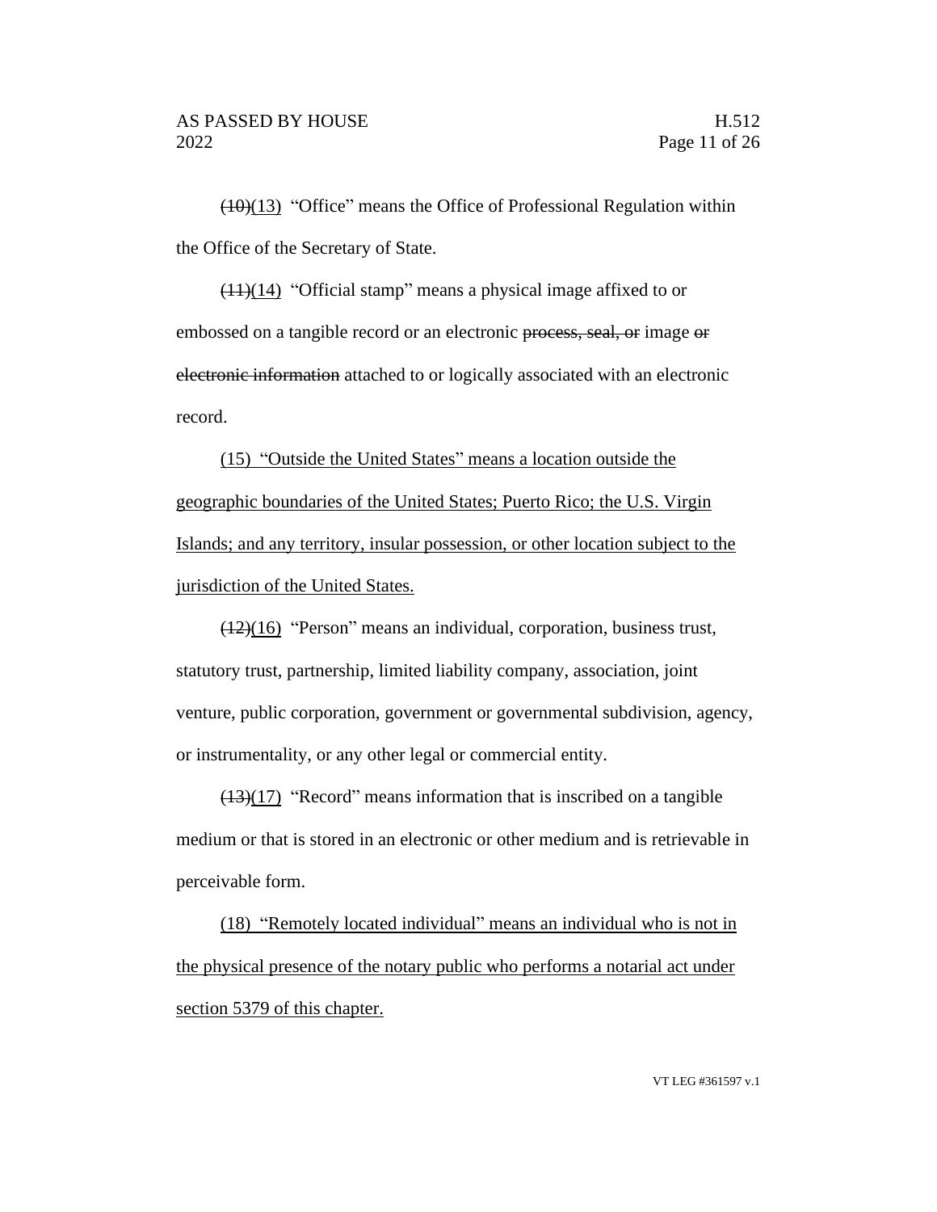~~(10)~~<u>(13)</u> "Office" means the Office of Professional Regulation within the Office of the Secretary of State.

~~(11)~~<u>(14)</u> "Official stamp" means a physical image affixed to or embossed on a tangible record or an electronic ~~process, seal, or~~ image ~~or electronic information~~ attached to or logically associated with an electronic record.

<u>(15) "Outside the United States" means a location outside the geographic boundaries of the United States; Puerto Rico; the U.S. Virgin Islands; and any territory, insular possession, or other location subject to the jurisdiction of the United States.</u>

~~(12)~~<u>(16)</u> "Person" means an individual, corporation, business trust, statutory trust, partnership, limited liability company, association, joint venture, public corporation, government or governmental subdivision, agency, or instrumentality, or any other legal or commercial entity.

~~(13)~~<u>(17)</u> "Record" means information that is inscribed on a tangible medium or that is stored in an electronic or other medium and is retrievable in perceivable form.

<u>(18) "Remotely located individual" means an individual who is not in the physical presence of the notary public who performs a notarial act under section 5379 of this chapter.</u>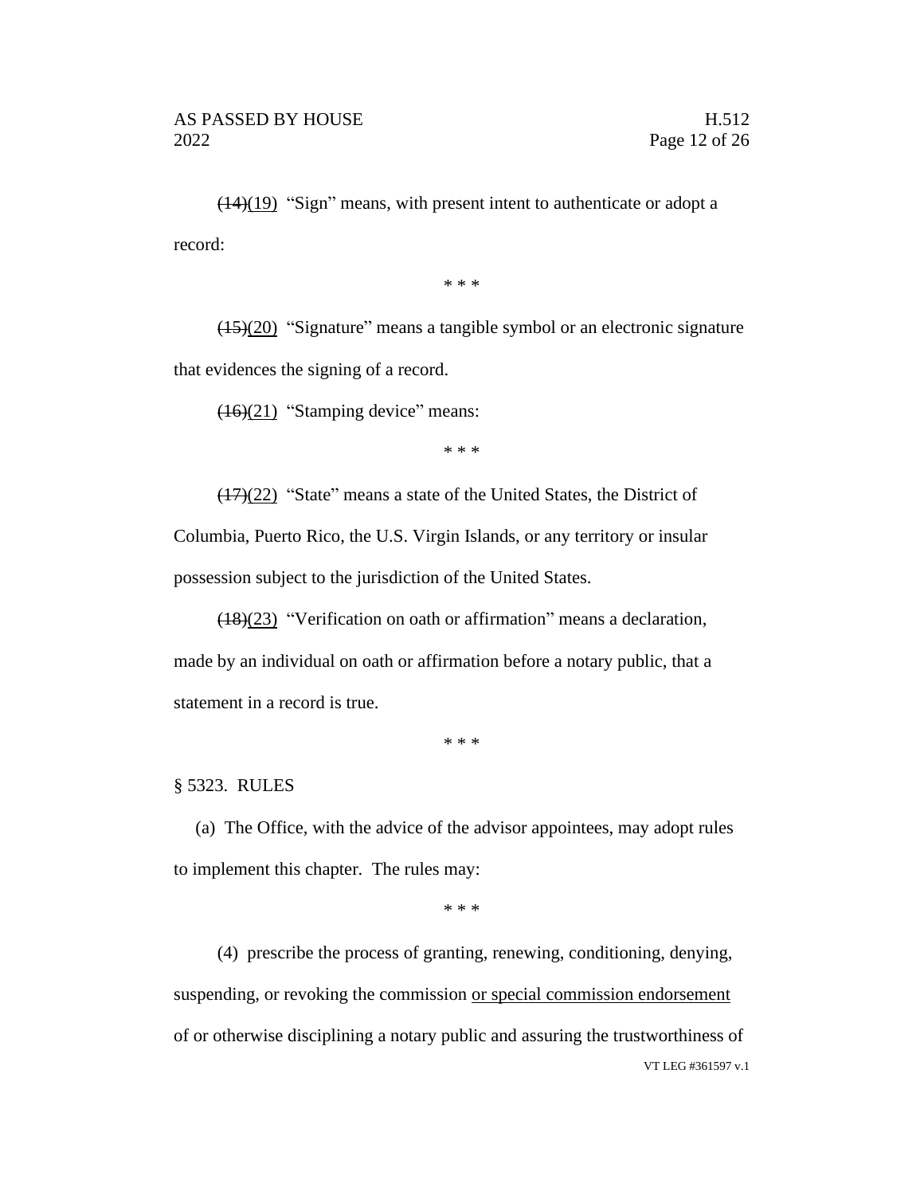~~(14)~~<u>(19)</u> "Sign" means, with present intent to authenticate or adopt a record:

\* \* \*

~~(15)~~<u>(20)</u> "Signature" means a tangible symbol or an electronic signature that evidences the signing of a record.

~~(16)~~<u>(21)</u> "Stamping device" means:

\* \* \*

~~(17)~~<u>(22)</u> "State" means a state of the United States, the District of Columbia, Puerto Rico, the U.S. Virgin Islands, or any territory or insular possession subject to the jurisdiction of the United States.

~~(18)~~<u>(23)</u> "Verification on oath or affirmation" means a declaration, made by an individual on oath or affirmation before a notary public, that a statement in a record is true.

\* \* \*

§ 5323. RULES

(a) The Office, with the advice of the advisor appointees, may adopt rules to implement this chapter. The rules may:

\* \* \*

(4) prescribe the process of granting, renewing, conditioning, denying, suspending, or revoking the commission <u>or special commission endorsement</u> of or otherwise disciplining a notary public and assuring the trustworthiness of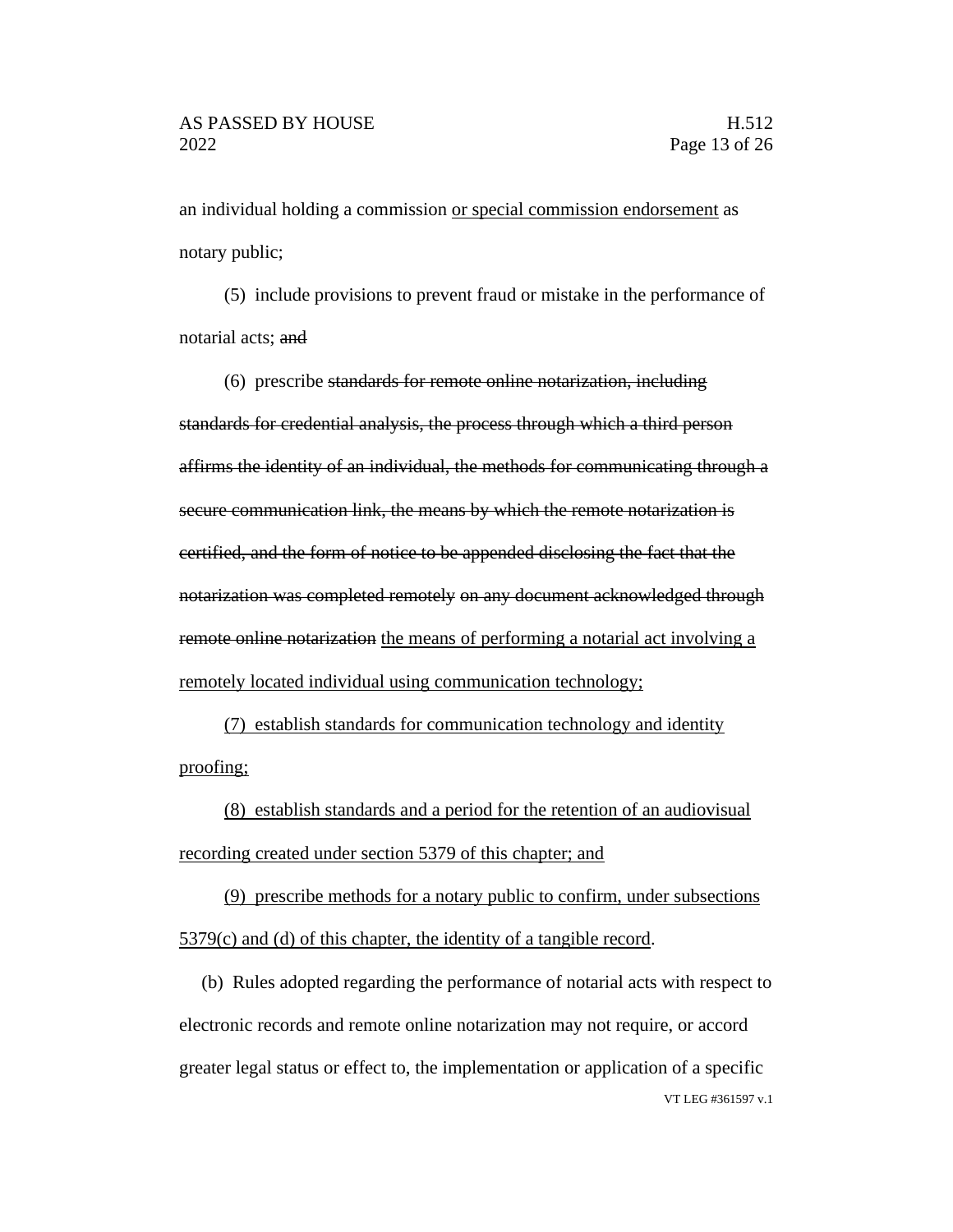an individual holding a commission <u>or special commission endorsement</u> as notary public;

(5) include provisions to prevent fraud or mistake in the performance of notarial acts; ~~and~~

(6) prescribe ~~standards for remote online notarization, including standards for credential analysis, the process through which a third person affirms the identity of an individual, the methods for communicating through a secure communication link, the means by which the remote notarization is certified, and the form of notice to be appended disclosing the fact that the notarization was completed remotely on any document acknowledged through remote online notarization~~ <u>the means of performing a notarial act involving a remotely located individual using communication technology;</u>

<u>(7) establish standards for communication technology and identity proofing;</u>

<u>(8) establish standards and a period for the retention of an audiovisual recording created under section 5379 of this chapter; and</u>

<u>(9) prescribe methods for a notary public to confirm, under subsections 5379(c) and (d) of this chapter, the identity of a tangible record</u>.

(b) Rules adopted regarding the performance of notarial acts with respect to electronic records and remote online notarization may not require, or accord greater legal status or effect to, the implementation or application of a specific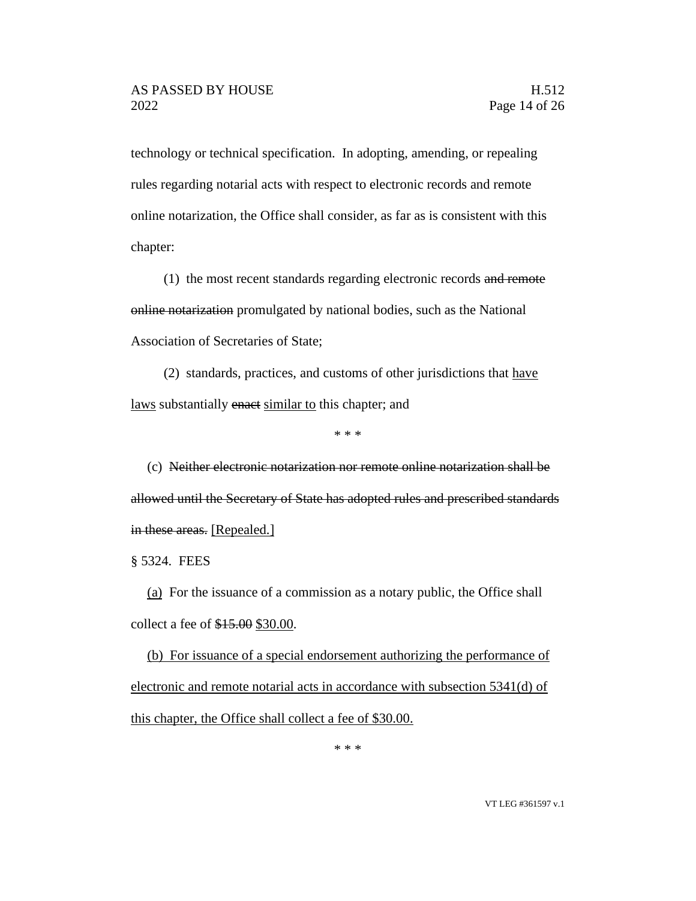technology or technical specification. In adopting, amending, or repealing rules regarding notarial acts with respect to electronic records and remote online notarization, the Office shall consider, as far as is consistent with this chapter:

(1) the most recent standards regarding electronic records ~~and remote online notarization~~ promulgated by national bodies, such as the National Association of Secretaries of State;

(2) standards, practices, and customs of other jurisdictions that <u>have laws</u> substantially ~~enact~~ <u>similar to</u> this chapter; and

\* \* \*

(c) ~~Neither electronic notarization nor remote online notarization shall be allowed until the Secretary of State has adopted rules and prescribed standards in these areas.~~ <u>[Repealed.]</u>

§ 5324. FEES

<u>(a)</u> For the issuance of a commission as a notary public, the Office shall collect a fee of ~~$15.00~~ <u>$30.00</u>.

<u>(b) For issuance of a special endorsement authorizing the performance of electronic and remote notarial acts in accordance with subsection 5341(d) of this chapter, the Office shall collect a fee of $30.00.</u>

\* \* \*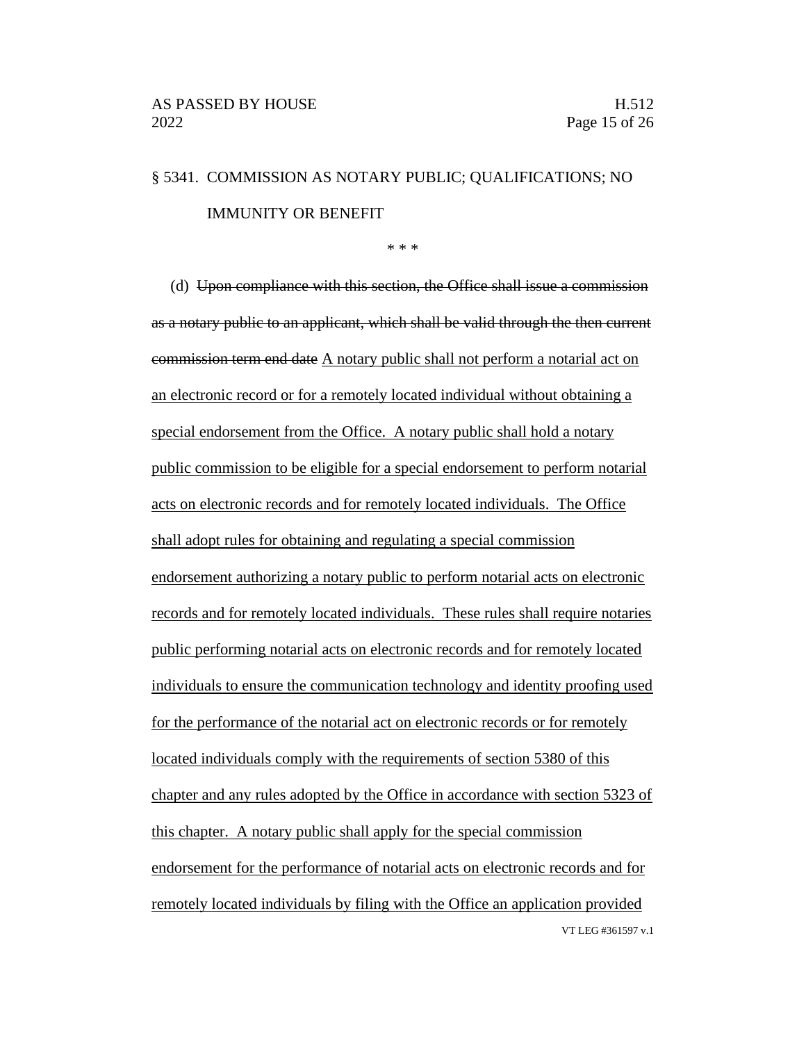§ 5341. COMMISSION AS NOTARY PUBLIC; QUALIFICATIONS; NO IMMUNITY OR BENEFIT

\* \* \*

(d) ~~Upon compliance with this section, the Office shall issue a commission as a notary public to an applicant, which shall be valid through the then current commission term end date~~ <u>A notary public shall not perform a notarial act on an electronic record or for a remotely located individual without obtaining a special endorsement from the Office. A notary public shall hold a notary public commission to be eligible for a special endorsement to perform notarial acts on electronic records and for remotely located individuals. The Office shall adopt rules for obtaining and regulating a special commission endorsement authorizing a notary public to perform notarial acts on electronic records and for remotely located individuals. These rules shall require notaries public performing notarial acts on electronic records and for remotely located individuals to ensure the communication technology and identity proofing used for the performance of the notarial act on electronic records or for remotely located individuals comply with the requirements of section 5380 of this chapter and any rules adopted by the Office in accordance with section 5323 of this chapter. A notary public shall apply for the special commission endorsement for the performance of notarial acts on electronic records and for remotely located individuals by filing with the Office an application provided</u>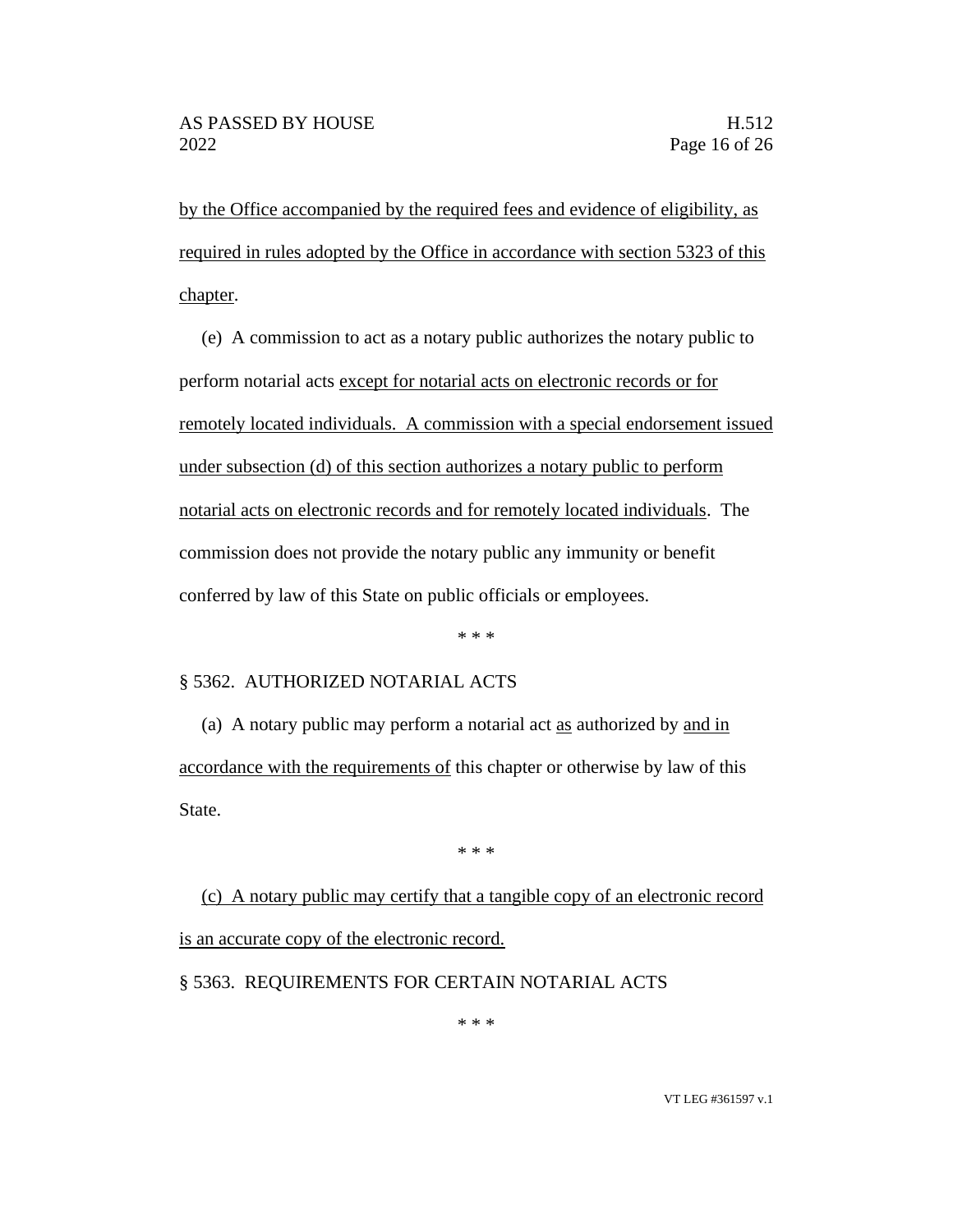by the Office accompanied by the required fees and evidence of eligibility, as required in rules adopted by the Office in accordance with section 5323 of this chapter.

(e) A commission to act as a notary public authorizes the notary public to perform notarial acts except for notarial acts on electronic records or for remotely located individuals. A commission with a special endorsement issued under subsection (d) of this section authorizes a notary public to perform notarial acts on electronic records and for remotely located individuals. The commission does not provide the notary public any immunity or benefit conferred by law of this State on public officials or employees.

\* \* \*

§ 5362. AUTHORIZED NOTARIAL ACTS

(a) A notary public may perform a notarial act as authorized by and in accordance with the requirements of this chapter or otherwise by law of this State.

\* \* \*

(c) A notary public may certify that a tangible copy of an electronic record is an accurate copy of the electronic record.

§ 5363. REQUIREMENTS FOR CERTAIN NOTARIAL ACTS

\* \* \*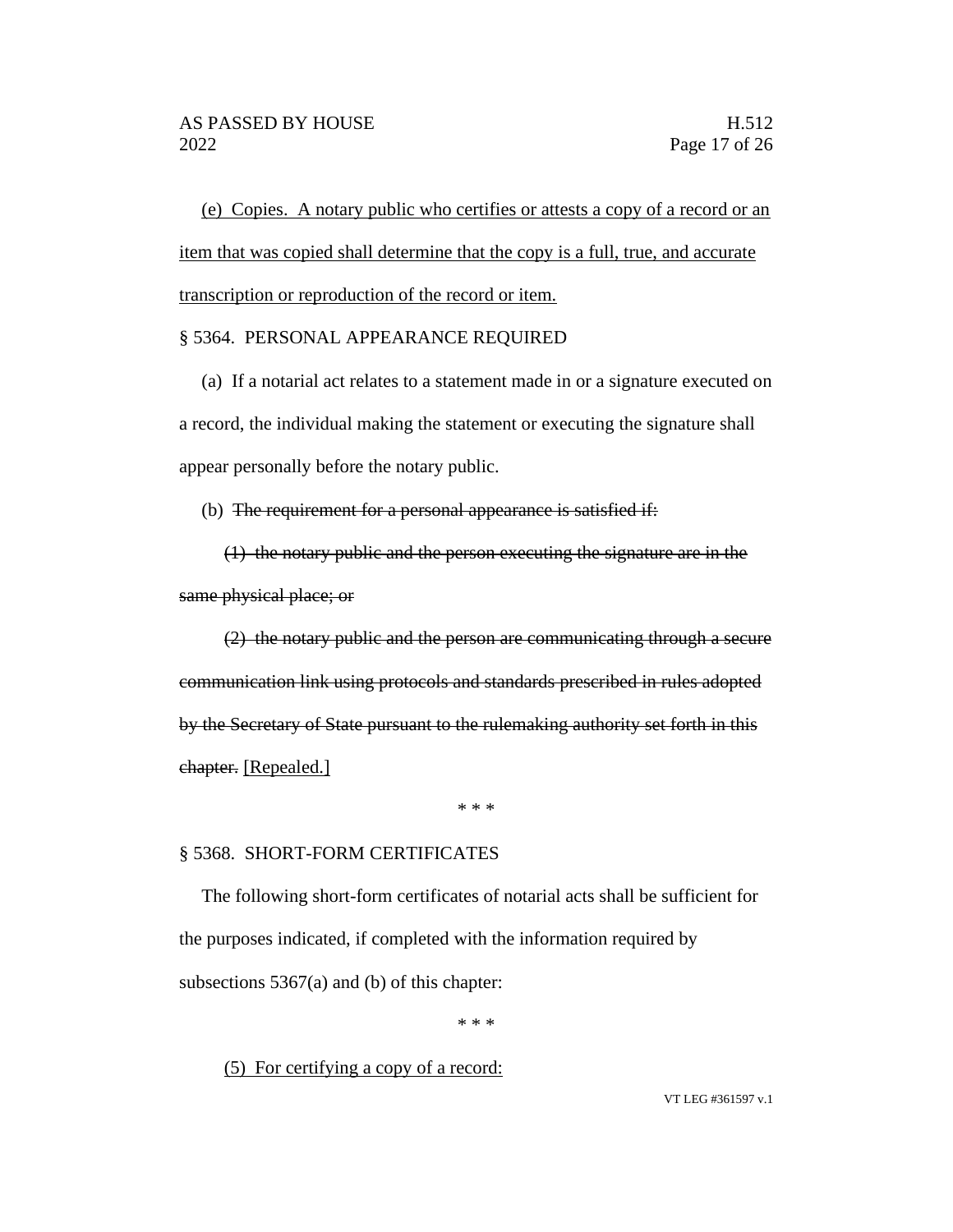(e) Copies. A notary public who certifies or attests a copy of a record or an item that was copied shall determine that the copy is a full, true, and accurate transcription or reproduction of the record or item.

§ 5364. PERSONAL APPEARANCE REQUIRED

(a) If a notarial act relates to a statement made in or a signature executed on a record, the individual making the statement or executing the signature shall appear personally before the notary public.

(b) ~~The requirement for a personal appearance is satisfied if:~~

~~(1) the notary public and the person executing the signature are in the same physical place; or~~

~~(2) the notary public and the person are communicating through a secure communication link using protocols and standards prescribed in rules adopted by the Secretary of State pursuant to the rulemaking authority set forth in this chapter.~~ [Repealed.]

\* \* \*

§ 5368. SHORT-FORM CERTIFICATES

The following short-form certificates of notarial acts shall be sufficient for the purposes indicated, if completed with the information required by subsections 5367(a) and (b) of this chapter:

\* \* \*

(5) For certifying a copy of a record: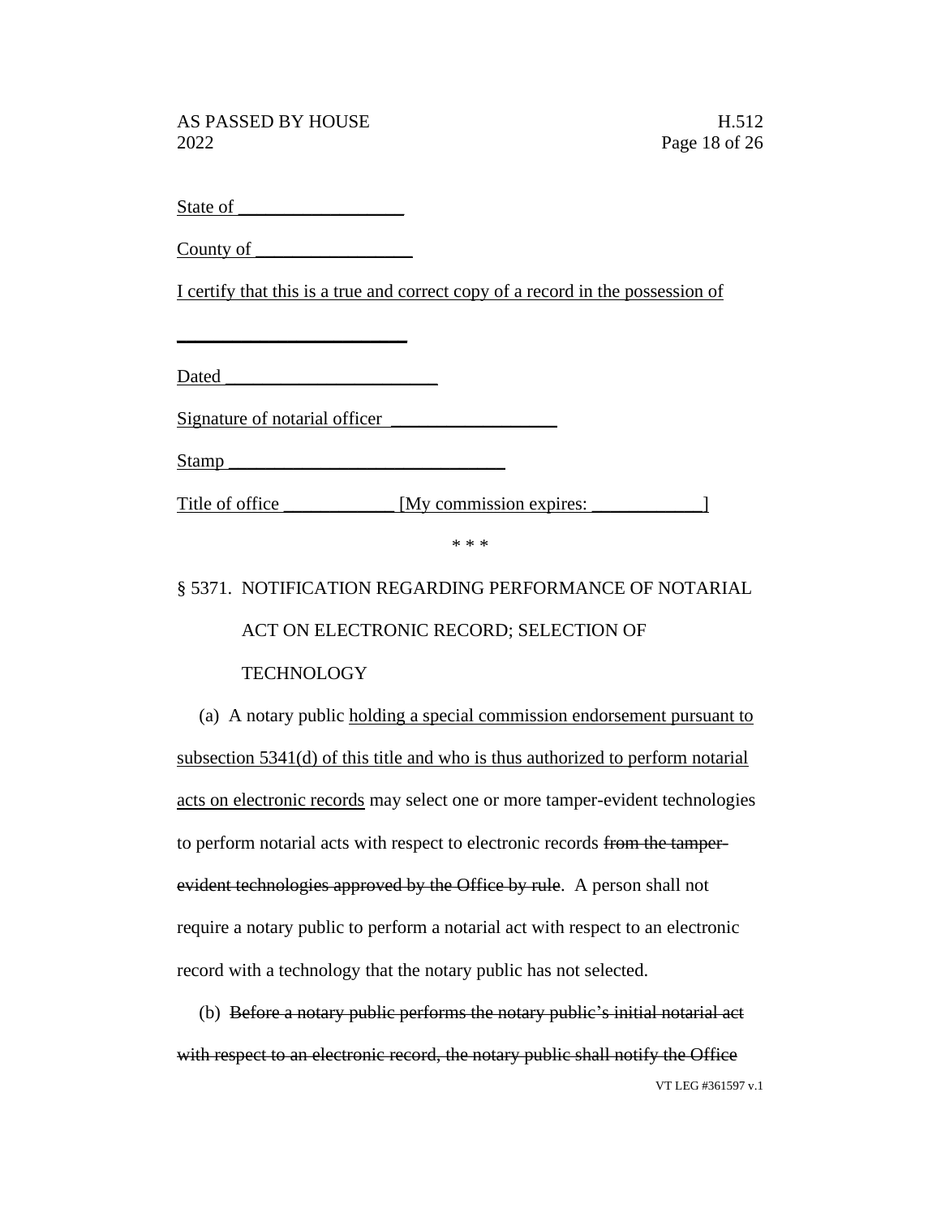State of ___________________

County of _________________

I certify that this is a true and correct copy of a record in the possession of

__________________________

Dated ________________________

Signature of notarial officer ___________________

Stamp _______________________________

Title of office ____________ [My commission expires: ____________]

\* \* \*

§ 5371. NOTIFICATION REGARDING PERFORMANCE OF NOTARIAL ACT ON ELECTRONIC RECORD; SELECTION OF TECHNOLOGY

(a) A notary public holding a special commission endorsement pursuant to subsection 5341(d) of this title and who is thus authorized to perform notarial acts on electronic records may select one or more tamper-evident technologies to perform notarial acts with respect to electronic records ~~from the tamper-evident technologies approved by the Office by rule~~. A person shall not require a notary public to perform a notarial act with respect to an electronic record with a technology that the notary public has not selected.

(b) ~~Before a notary public performs the notary public's initial notarial act with respect to an electronic record, the notary public shall notify the Office~~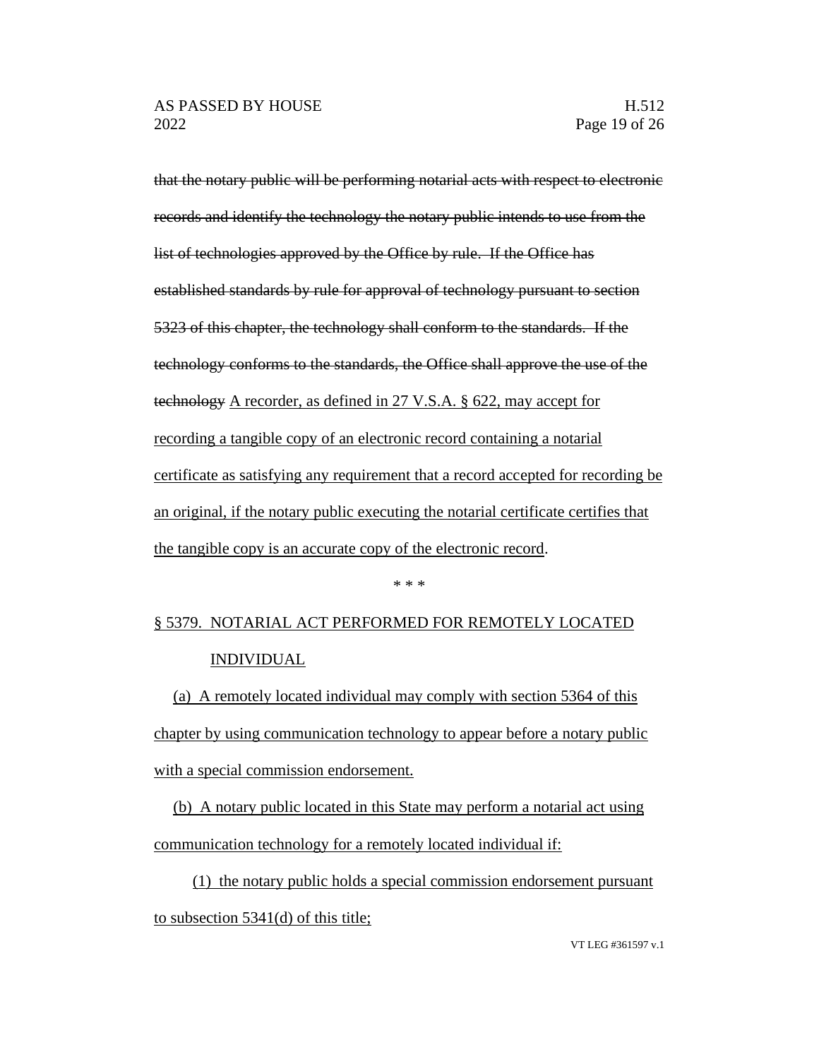~~that the notary public will be performing notarial acts with respect to electronic records and identify the technology the notary public intends to use from the list of technologies approved by the Office by rule. If the Office has established standards by rule for approval of technology pursuant to section 5323 of this chapter, the technology shall conform to the standards. If the technology conforms to the standards, the Office shall approve the use of the technology~~ <u>A recorder, as defined in 27 V.S.A. § 622, may accept for recording a tangible copy of an electronic record containing a notarial certificate as satisfying any requirement that a record accepted for recording be an original, if the notary public executing the notarial certificate certifies that the tangible copy is an accurate copy of the electronic record</u>.

\* \* \*

<u>§ 5379. NOTARIAL ACT PERFORMED FOR REMOTELY LOCATED INDIVIDUAL</u>

<u>(a) A remotely located individual may comply with section 5364 of this chapter by using communication technology to appear before a notary public with a special commission endorsement.</u>

<u>(b) A notary public located in this State may perform a notarial act using communication technology for a remotely located individual if:</u>

<u>(1) the notary public holds a special commission endorsement pursuant to subsection 5341(d) of this title;</u>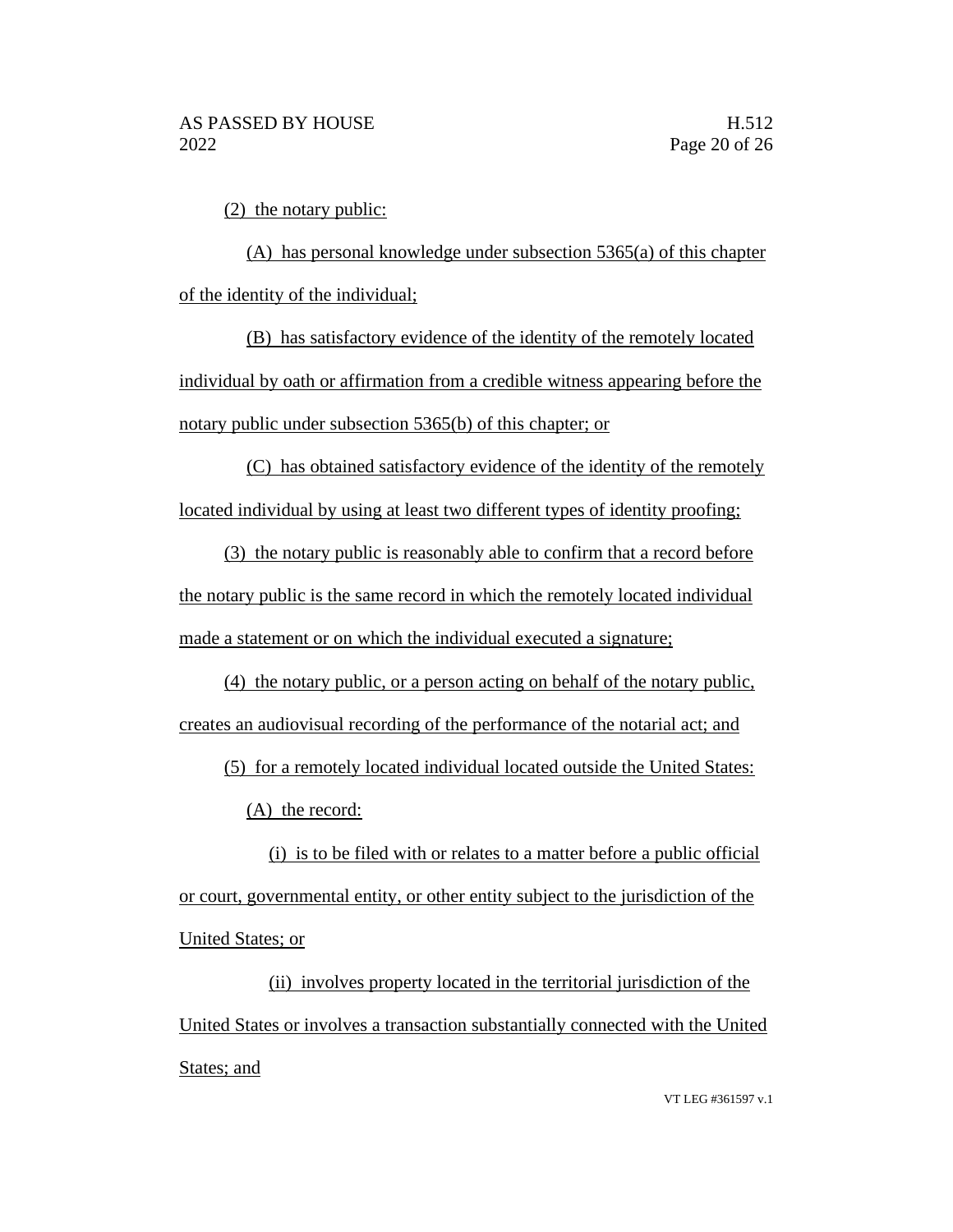(2) the notary public:

(A) has personal knowledge under subsection 5365(a) of this chapter of the identity of the individual;

(B) has satisfactory evidence of the identity of the remotely located individual by oath or affirmation from a credible witness appearing before the notary public under subsection 5365(b) of this chapter; or

(C) has obtained satisfactory evidence of the identity of the remotely located individual by using at least two different types of identity proofing;

(3) the notary public is reasonably able to confirm that a record before the notary public is the same record in which the remotely located individual made a statement or on which the individual executed a signature;

(4) the notary public, or a person acting on behalf of the notary public, creates an audiovisual recording of the performance of the notarial act; and

(5) for a remotely located individual located outside the United States:

(A) the record:

(i) is to be filed with or relates to a matter before a public official or court, governmental entity, or other entity subject to the jurisdiction of the United States; or

(ii) involves property located in the territorial jurisdiction of the United States or involves a transaction substantially connected with the United States; and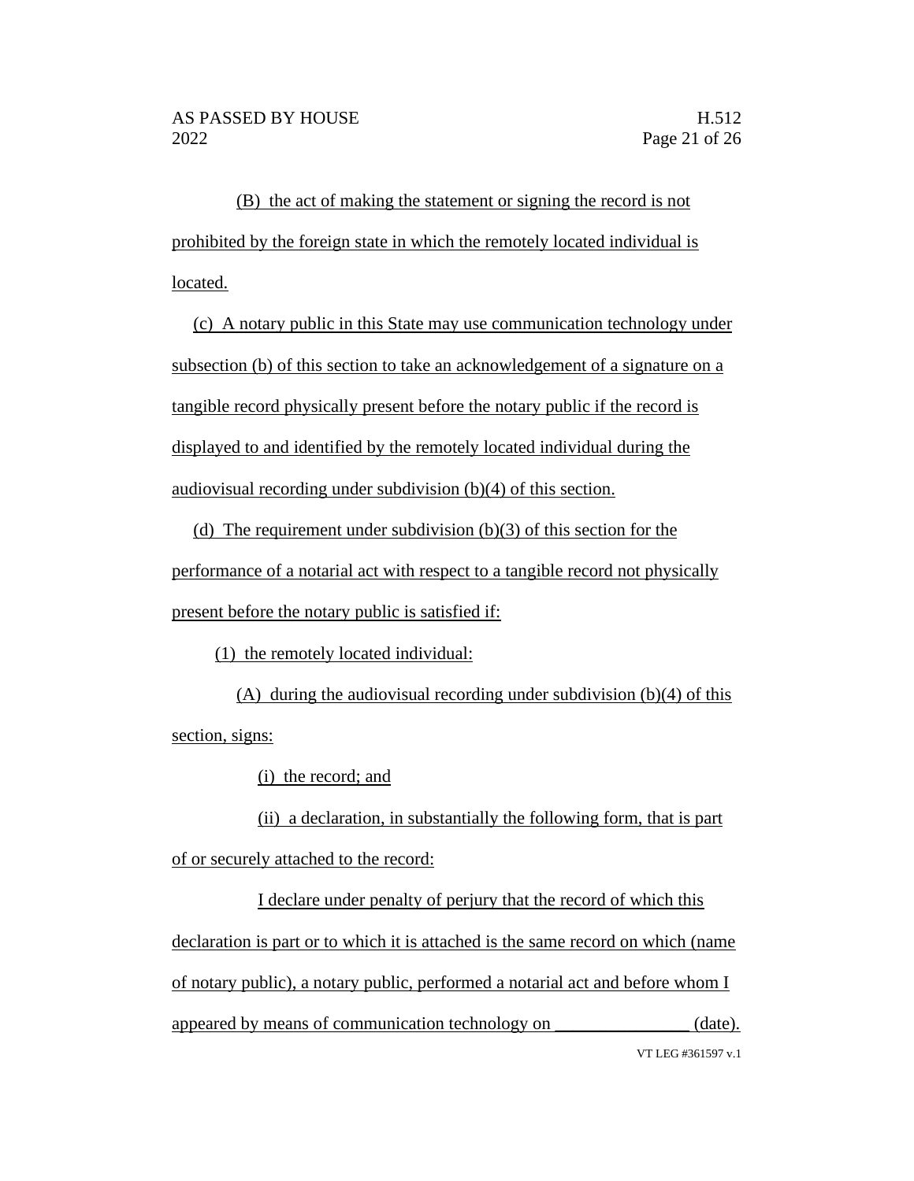(B) the act of making the statement or signing the record is not prohibited by the foreign state in which the remotely located individual is located.

(c) A notary public in this State may use communication technology under subsection (b) of this section to take an acknowledgement of a signature on a tangible record physically present before the notary public if the record is displayed to and identified by the remotely located individual during the audiovisual recording under subdivision (b)(4) of this section.

(d) The requirement under subdivision (b)(3) of this section for the performance of a notarial act with respect to a tangible record not physically present before the notary public is satisfied if:

(1) the remotely located individual:

(A) during the audiovisual recording under subdivision (b)(4) of this section, signs:

(i) the record; and

(ii) a declaration, in substantially the following form, that is part of or securely attached to the record:

I declare under penalty of perjury that the record of which this declaration is part or to which it is attached is the same record on which (name of notary public), a notary public, performed a notarial act and before whom I appeared by means of communication technology on _______________ (date).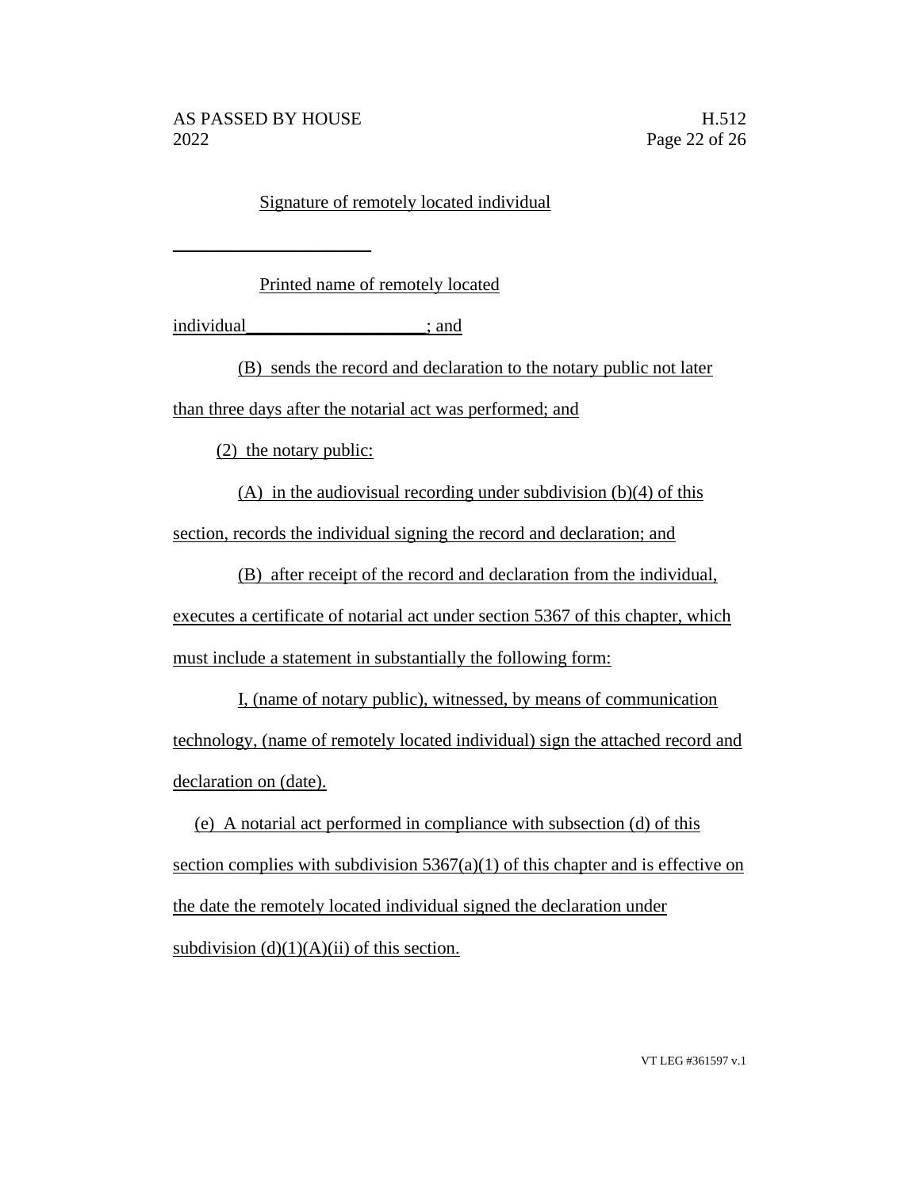Signature of remotely located individual

______________________

Printed name of remotely located individual____________________; and

(B) sends the record and declaration to the notary public not later than three days after the notarial act was performed; and

(2) the notary public:

(A) in the audiovisual recording under subdivision (b)(4) of this section, records the individual signing the record and declaration; and

(B) after receipt of the record and declaration from the individual, executes a certificate of notarial act under section 5367 of this chapter, which must include a statement in substantially the following form:

I, (name of notary public), witnessed, by means of communication technology, (name of remotely located individual) sign the attached record and declaration on (date).

(e) A notarial act performed in compliance with subsection (d) of this section complies with subdivision 5367(a)(1) of this chapter and is effective on the date the remotely located individual signed the declaration under subdivision (d)(1)(A)(ii) of this section.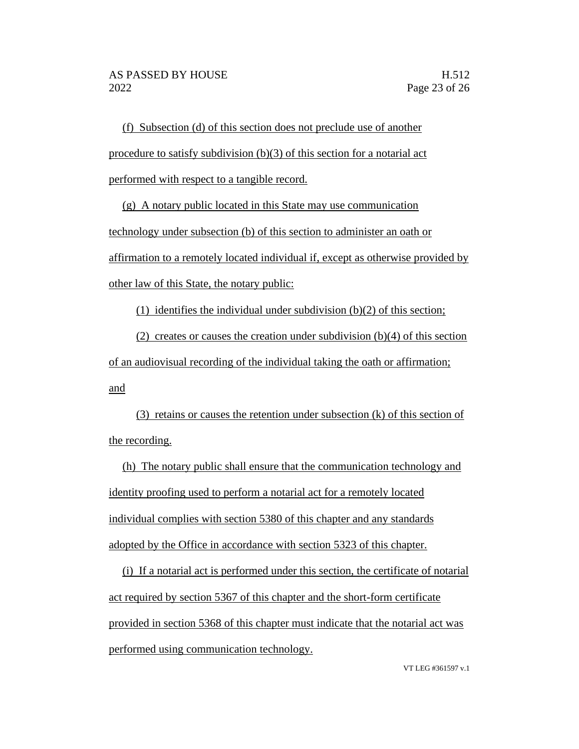(f) Subsection (d) of this section does not preclude use of another procedure to satisfy subdivision (b)(3) of this section for a notarial act performed with respect to a tangible record.

(g) A notary public located in this State may use communication technology under subsection (b) of this section to administer an oath or affirmation to a remotely located individual if, except as otherwise provided by other law of this State, the notary public:

(1) identifies the individual under subdivision (b)(2) of this section;

(2) creates or causes the creation under subdivision (b)(4) of this section of an audiovisual recording of the individual taking the oath or affirmation; and

(3) retains or causes the retention under subsection (k) of this section of the recording.

(h) The notary public shall ensure that the communication technology and identity proofing used to perform a notarial act for a remotely located individual complies with section 5380 of this chapter and any standards adopted by the Office in accordance with section 5323 of this chapter.

(i) If a notarial act is performed under this section, the certificate of notarial act required by section 5367 of this chapter and the short-form certificate provided in section 5368 of this chapter must indicate that the notarial act was performed using communication technology.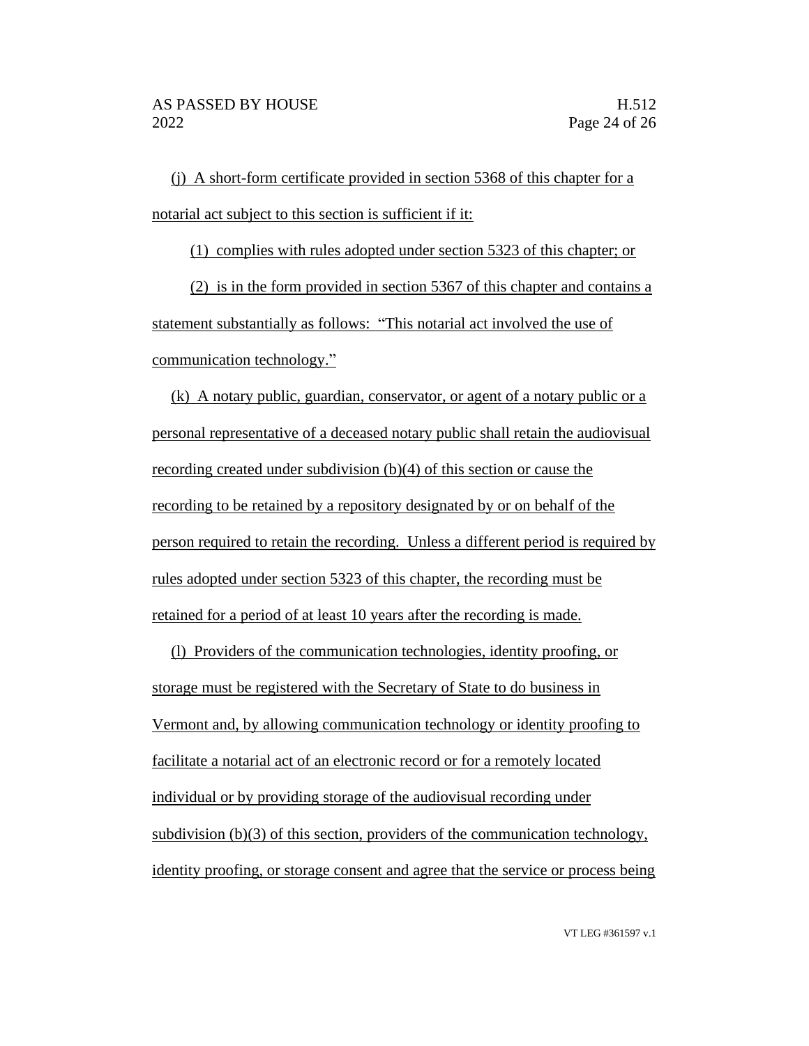(j) A short-form certificate provided in section 5368 of this chapter for a notarial act subject to this section is sufficient if it:

(1) complies with rules adopted under section 5323 of this chapter; or

(2) is in the form provided in section 5367 of this chapter and contains a statement substantially as follows: "This notarial act involved the use of communication technology."

(k) A notary public, guardian, conservator, or agent of a notary public or a personal representative of a deceased notary public shall retain the audiovisual recording created under subdivision (b)(4) of this section or cause the recording to be retained by a repository designated by or on behalf of the person required to retain the recording. Unless a different period is required by rules adopted under section 5323 of this chapter, the recording must be retained for a period of at least 10 years after the recording is made.

(l) Providers of the communication technologies, identity proofing, or storage must be registered with the Secretary of State to do business in Vermont and, by allowing communication technology or identity proofing to facilitate a notarial act of an electronic record or for a remotely located individual or by providing storage of the audiovisual recording under subdivision (b)(3) of this section, providers of the communication technology, identity proofing, or storage consent and agree that the service or process being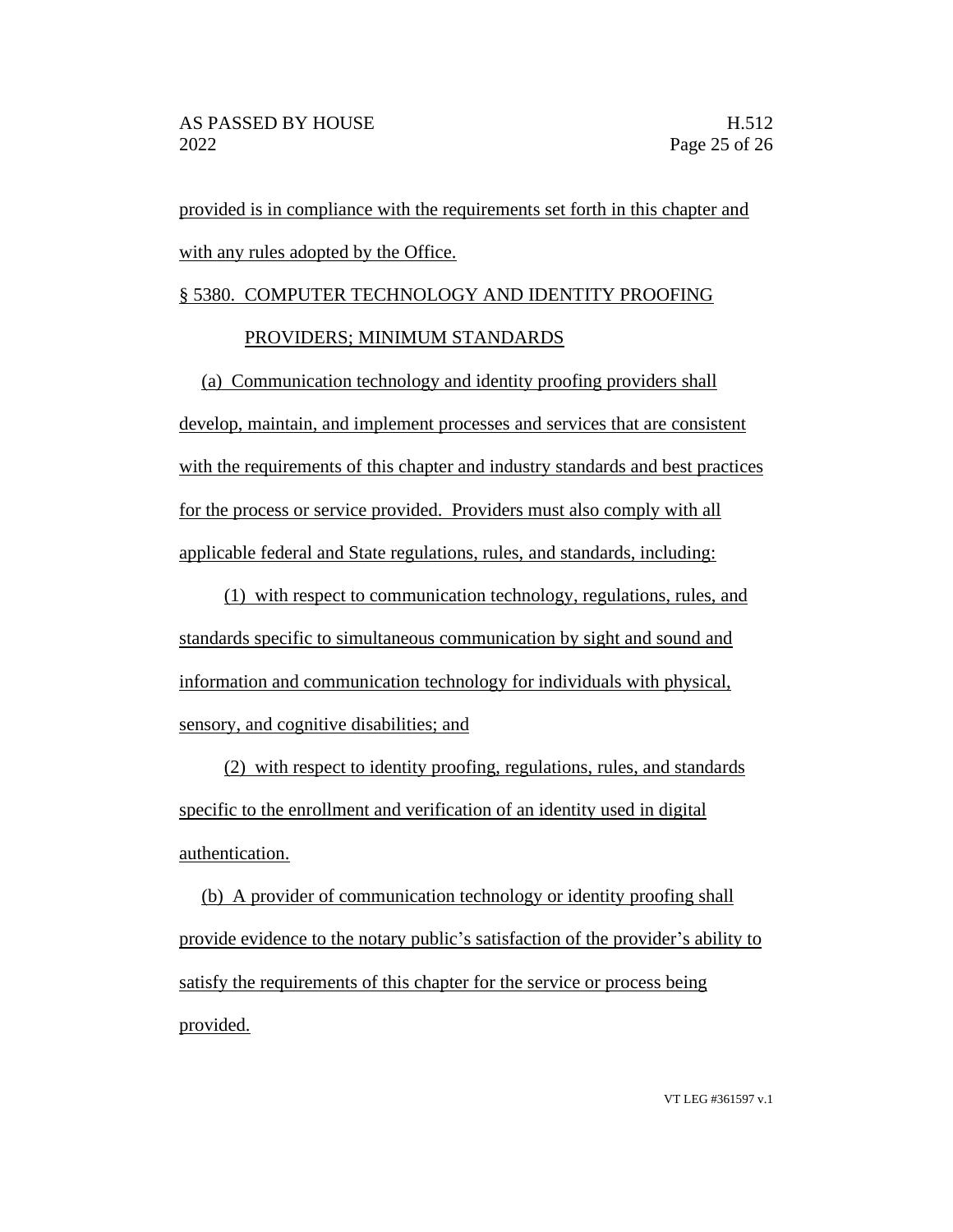provided is in compliance with the requirements set forth in this chapter and with any rules adopted by the Office.

§ 5380. COMPUTER TECHNOLOGY AND IDENTITY PROOFING PROVIDERS; MINIMUM STANDARDS

(a) Communication technology and identity proofing providers shall develop, maintain, and implement processes and services that are consistent with the requirements of this chapter and industry standards and best practices for the process or service provided. Providers must also comply with all applicable federal and State regulations, rules, and standards, including:

(1) with respect to communication technology, regulations, rules, and standards specific to simultaneous communication by sight and sound and information and communication technology for individuals with physical, sensory, and cognitive disabilities; and

(2) with respect to identity proofing, regulations, rules, and standards specific to the enrollment and verification of an identity used in digital authentication.

(b) A provider of communication technology or identity proofing shall provide evidence to the notary public's satisfaction of the provider's ability to satisfy the requirements of this chapter for the service or process being provided.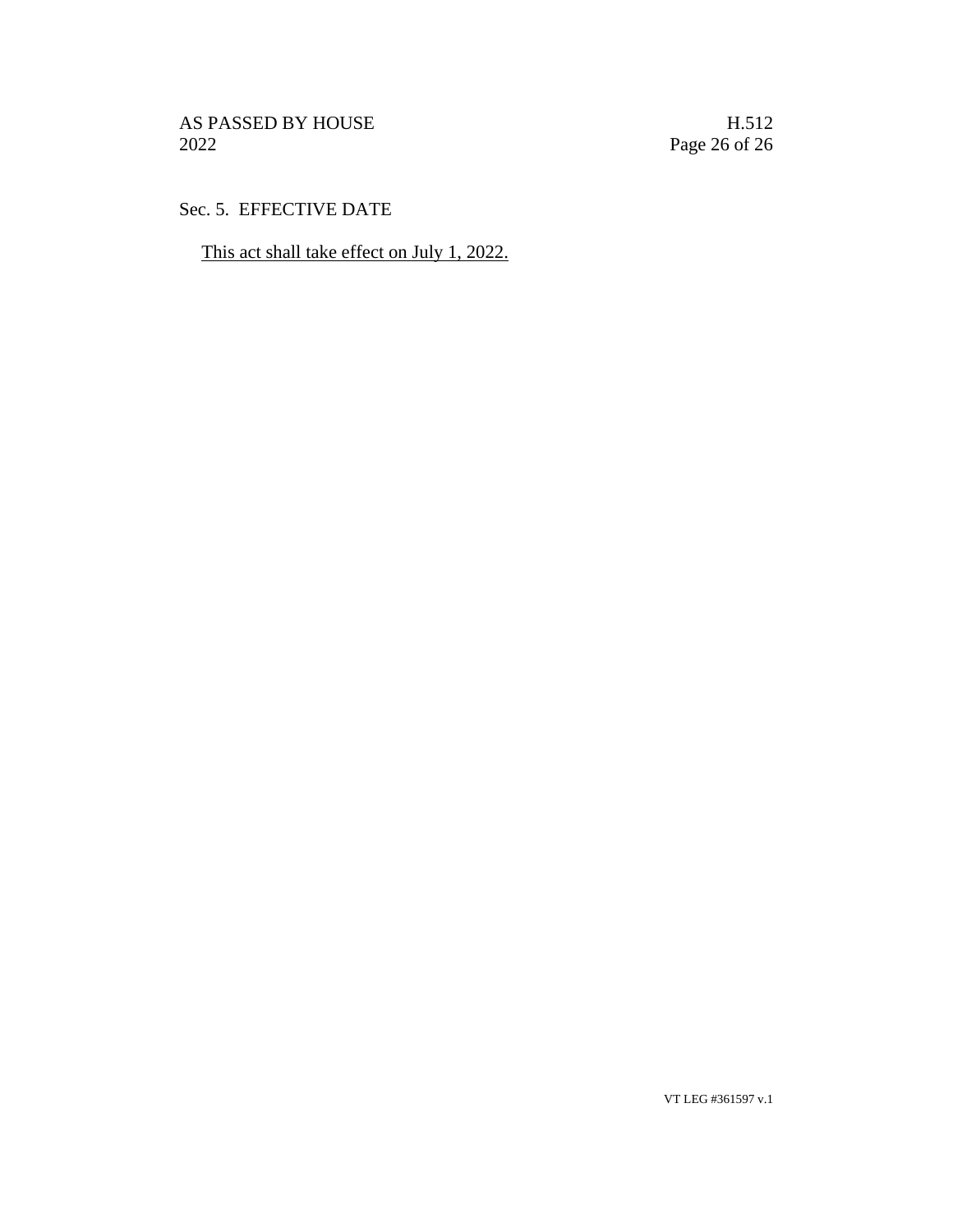Sec. 5. EFFECTIVE DATE

This act shall take effect on July 1, 2022.